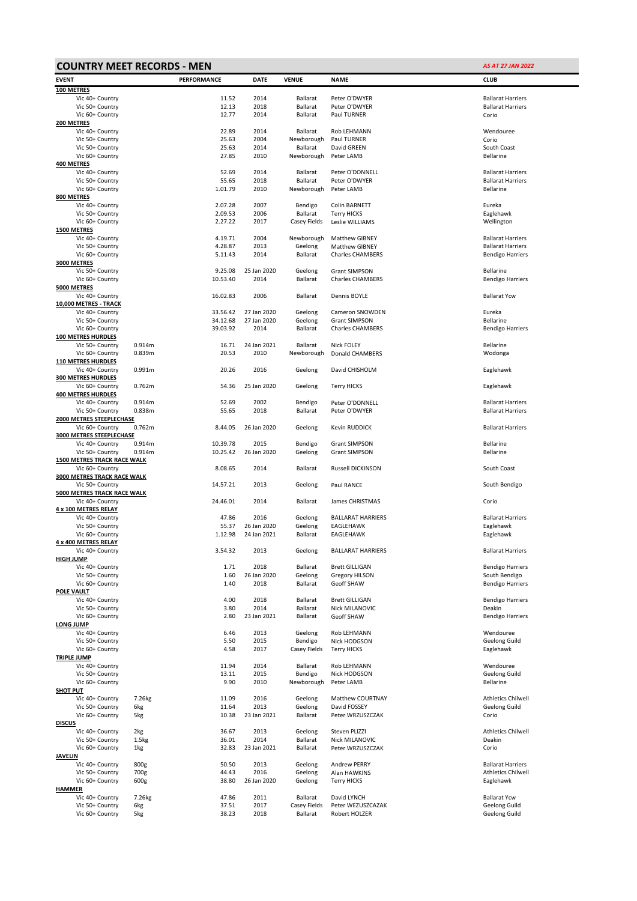## COUNTRY MEET RECORDS - MEN

*AS AT 27 JAN 2022*

| EVENT | | PERFORMANCE | DATE | VENUE | NAME | CLUB |
|---|---|---|---|---|---|---|
| **100 METRES** | | | | | | |
| Vic 40+ Country | | 11.52 | 2014 | Ballarat | Peter O'DWYER | Ballarat Harriers |
| Vic 50+ Country | | 12.13 | 2018 | Ballarat | Peter O'DWYER | Ballarat Harriers |
| Vic 60+ Country | | 12.77 | 2014 | Ballarat | Paul TURNER | Corio |
| **200 METRES** | | | | | | |
| Vic 40+ Country | | 22.89 | 2014 | Ballarat | Rob LEHMANN | Wendouree |
| Vic 50+ Country | | 25.63 | 2004 | Newborough | Paul TURNER | Corio |
| Vic 50+ Country | | 25.63 | 2014 | Ballarat | David GREEN | South Coast |
| Vic 60+ Country | | 27.85 | 2010 | Newborough | Peter LAMB | Bellarine |
| **400 METRES** | | | | | | |
| Vic 40+ Country | | 52.69 | 2014 | Ballarat | Peter O'DONNELL | Ballarat Harriers |
| Vic 50+ Country | | 55.65 | 2018 | Ballarat | Peter O'DWYER | Ballarat Harriers |
| Vic 60+ Country | | 1.01.79 | 2010 | Newborough | Peter LAMB | Bellarine |
| **800 METRES** | | | | | | |
| Vic 40+ Country | | 2.07.28 | 2007 | Bendigo | Colin BARNETT | Eureka |
| Vic 50+ Country | | 2.09.53 | 2006 | Ballarat | Terry HICKS | Eaglehawk |
| Vic 60+ Country | | 2.27.22 | 2017 | Casey Fields | Leslie WILLIAMS | Wellington |
| **1500 METRES** | | | | | | |
| Vic 40+ Country | | 4.19.71 | 2004 | Newborough | Matthew GIBNEY | Ballarat Harriers |
| Vic 50+ Country | | 4.28.87 | 2013 | Geelong | Matthew GIBNEY | Ballarat Harriers |
| Vic 60+ Country | | 5.11.43 | 2014 | Ballarat | Charles CHAMBERS | Bendigo Harriers |
| **3000 METRES** | | | | | | |
| Vic 50+ Country | | 9.25.08 | 25 Jan 2020 | Geelong | Grant SIMPSON | Bellarine |
| Vic 60+ Country | | 10.53.40 | 2014 | Ballarat | Charles CHAMBERS | Bendigo Harriers |
| **5000 METRES** | | | | | | |
| Vic 40+ Country | | 16.02.83 | 2006 | Ballarat | Dennis BOYLE | Ballarat Ycw |
| **10,000 METRES - TRACK** | | | | | | |
| Vic 40+ Country | | 33.56.42 | 27 Jan 2020 | Geelong | Cameron SNOWDEN | Eureka |
| Vic 50+ Country | | 34.12.68 | 27 Jan 2020 | Geelong | Grant SIMPSON | Bellarine |
| Vic 60+ Country | | 39.03.92 | 2014 | Ballarat | Charles CHAMBERS | Bendigo Harriers |
| **100 METRES HURDLES** | | | | | | |
| Vic 50+ Country | 0.914m | 16.71 | 24 Jan 2021 | Ballarat | Nick FOLEY | Bellarine |
| Vic 60+ Country | 0.839m | 20.53 | 2010 | Newborough | Donald CHAMBERS | Wodonga |
| **110 METRES HURDLES** | | | | | | |
| Vic 40+ Country | 0.991m | 20.26 | 2016 | Geelong | David CHISHOLM | Eaglehawk |
| **300 METRES HURDLES** | | | | | | |
| Vic 60+ Country | 0.762m | 54.36 | 25 Jan 2020 | Geelong | Terry HICKS | Eaglehawk |
| **400 METRES HURDLES** | | | | | | |
| Vic 40+ Country | 0.914m | 52.69 | 2002 | Bendigo | Peter O'DONNELL | Ballarat Harriers |
| Vic 50+ Country | 0.838m | 55.65 | 2018 | Ballarat | Peter O'DWYER | Ballarat Harriers |
| **2000 METRES STEEPLECHASE** | | | | | | |
| Vic 60+ Country | 0.762m | 8.44.05 | 26 Jan 2020 | Geelong | Kevin RUDDICK | Ballarat Harriers |
| **3000 METRES STEEPLECHASE** | | | | | | |
| Vic 40+ Country | 0.914m | 10.39.78 | 2015 | Bendigo | Grant SIMPSON | Bellarine |
| Vic 50+ Country | 0.914m | 10.25.42 | 26 Jan 2020 | Geelong | Grant SIMPSON | Bellarine |
| **1500 METRES TRACK RACE WALK** | | | | | | |
| Vic 60+ Country | | 8.08.65 | 2014 | Ballarat | Russell DICKINSON | South Coast |
| **3000 METRES TRACK RACE WALK** | | | | | | |
| Vic 50+ Country | | 14.57.21 | 2013 | Geelong | Paul RANCE | South Bendigo |
| **5000 METRES TRACK RACE WALK** | | | | | | |
| Vic 40+ Country | | 24.46.01 | 2014 | Ballarat | James CHRISTMAS | Corio |
| **4 x 100 METRES RELAY** | | | | | | |
| Vic 40+ Country | | 47.86 | 2016 | Geelong | BALLARAT HARRIERS | Ballarat Harriers |
| Vic 50+ Country | | 55.37 | 26 Jan 2020 | Geelong | EAGLEHAWK | Eaglehawk |
| Vic 60+ Country | | 1.12.98 | 24 Jan 2021 | Ballarat | EAGLEHAWK | Eaglehawk |
| **4 x 400 METRES RELAY** | | | | | | |
| Vic 40+ Country | | 3.54.32 | 2013 | Geelong | BALLARAT HARRIERS | Ballarat Harriers |
| **HIGH JUMP** | | | | | | |
| Vic 40+ Country | | 1.71 | 2018 | Ballarat | Brett GILLIGAN | Bendigo Harriers |
| Vic 50+ Country | | 1.60 | 26 Jan 2020 | Geelong | Gregory HILSON | South Bendigo |
| Vic 60+ Country | | 1.40 | 2018 | Ballarat | Geoff SHAW | Bendigo Harriers |
| **POLE VAULT** | | | | | | |
| Vic 40+ Country | | 4.00 | 2018 | Ballarat | Brett GILLIGAN | Bendigo Harriers |
| Vic 50+ Country | | 3.80 | 2014 | Ballarat | Nick MILANOVIC | Deakin |
| Vic 60+ Country | | 2.80 | 23 Jan 2021 | Ballarat | Geoff SHAW | Bendigo Harriers |
| **LONG JUMP** | | | | | | |
| Vic 40+ Country | | 6.46 | 2013 | Geelong | Rob LEHMANN | Wendouree |
| Vic 50+ Country | | 5.50 | 2015 | Bendigo | Nick HODGSON | Geelong Guild |
| Vic 60+ Country | | 4.58 | 2017 | Casey Fields | Terry HICKS | Eaglehawk |
| **TRIPLE JUMP** | | | | | | |
| Vic 40+ Country | | 11.94 | 2014 | Ballarat | Rob LEHMANN | Wendouree |
| Vic 50+ Country | | 13.11 | 2015 | Bendigo | Nick HODGSON | Geelong Guild |
| Vic 60+ Country | | 9.90 | 2010 | Newborough | Peter LAMB | Bellarine |
| **SHOT PUT** | | | | | | |
| Vic 40+ Country | 7.26kg | 11.09 | 2016 | Geelong | Matthew COURTNAY | Athletics Chilwell |
| Vic 50+ Country | 6kg | 11.64 | 2013 | Geelong | David FOSSEY | Geelong Guild |
| Vic 60+ Country | 5kg | 10.38 | 23 Jan 2021 | Ballarat | Peter WRZUSZCZAK | Corio |
| **DISCUS** | | | | | | |
| Vic 40+ Country | 2kg | 36.67 | 2013 | Geelong | Steven PLIZZI | Athletics Chilwell |
| Vic 50+ Country | 1.5kg | 36.01 | 2014 | Ballarat | Nick MILANOVIC | Deakin |
| Vic 60+ Country | 1kg | 32.83 | 23 Jan 2021 | Ballarat | Peter WRZUSZCZAK | Corio |
| **JAVELIN** | | | | | | |
| Vic 40+ Country | 800g | 50.50 | 2013 | Geelong | Andrew PERRY | Ballarat Harriers |
| Vic 50+ Country | 700g | 44.43 | 2016 | Geelong | Alan HAWKINS | Athletics Chilwell |
| Vic 60+ Country | 600g | 38.80 | 26 Jan 2020 | Geelong | Terry HICKS | Eaglehawk |
| **HAMMER** | | | | | | |
| Vic 40+ Country | 7.26kg | 47.86 | 2011 | Ballarat | David LYNCH | Ballarat Ycw |
| Vic 50+ Country | 6kg | 37.51 | 2017 | Casey Fields | Peter WEZUSZCAZAK | Geelong Guild |
| Vic 60+ Country | 5kg | 38.23 | 2018 | Ballarat | Robert HOLZER | Geelong Guild |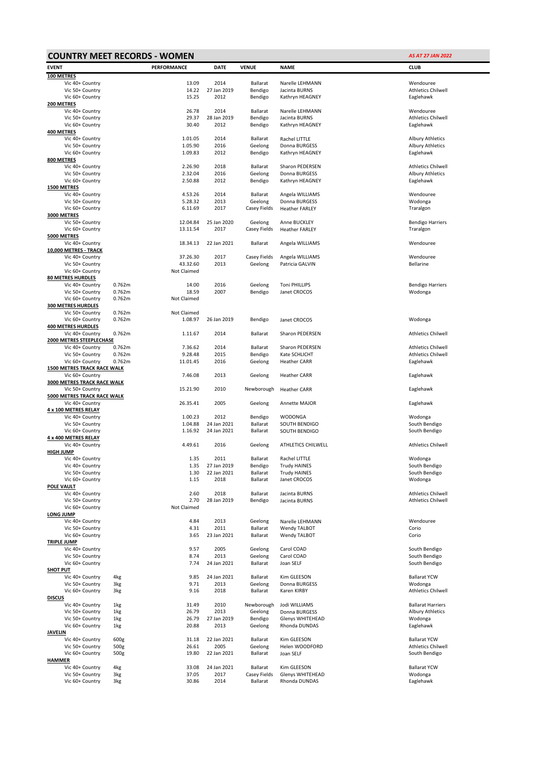## COUNTRY MEET RECORDS - WOMEN

*AS AT 27 JAN 2022*

| EVENT | | PERFORMANCE | DATE | VENUE | NAME | CLUB |
|---|---|---|---|---|---|---|
| **100 METRES** | | | | | | |
| Vic 40+ Country | | 13.09 | 2014 | Ballarat | Narelle LEHMANN | Wendouree |
| Vic 50+ Country | | 14.22 | 27 Jan 2019 | Bendigo | Jacinta BURNS | Athletics Chilwell |
| Vic 60+ Country | | 15.25 | 2012 | Bendigo | Kathryn HEAGNEY | Eaglehawk |
| **200 METRES** | | | | | | |
| Vic 40+ Country | | 26.78 | 2014 | Ballarat | Narelle LEHMANN | Wendouree |
| Vic 50+ Country | | 29.37 | 28 Jan 2019 | Bendigo | Jacinta BURNS | Athletics Chilwell |
| Vic 60+ Country | | 30.40 | 2012 | Bendigo | Kathryn HEAGNEY | Eaglehawk |
| **400 METRES** | | | | | | |
| Vic 40+ Country | | 1.01.05 | 2014 | Ballarat | Rachel LITTLE | Albury Athletics |
| Vic 50+ Country | | 1.05.90 | 2016 | Geelong | Donna BURGESS | Albury Athletics |
| Vic 60+ Country | | 1.09.83 | 2012 | Bendigo | Kathryn HEAGNEY | Eaglehawk |
| **800 METRES** | | | | | | |
| Vic 40+ Country | | 2.26.90 | 2018 | Ballarat | Sharon PEDERSEN | Athletics Chilwell |
| Vic 50+ Country | | 2.32.04 | 2016 | Geelong | Donna BURGESS | Albury Athletics |
| Vic 60+ Country | | 2.50.88 | 2012 | Bendigo | Kathryn HEAGNEY | Eaglehawk |
| **1500 METRES** | | | | | | |
| Vic 40+ Country | | 4.53.26 | 2014 | Ballarat | Angela WILLIAMS | Wendouree |
| Vic 50+ Country | | 5.28.32 | 2013 | Geelong | Donna BURGESS | Wodonga |
| Vic 60+ Country | | 6.11.69 | 2017 | Casey Fields | Heather FARLEY | Traralgon |
| **3000 METRES** | | | | | | |
| Vic 50+ Country | | 12.04.84 | 25 Jan 2020 | Geelong | Anne BUCKLEY | Bendigo Harriers |
| Vic 60+ Country | | 13.11.54 | 2017 | Casey Fields | Heather FARLEY | Traralgon |
| **5000 METRES** | | | | | | |
| Vic 40+ Country | | 18.34.13 | 22 Jan 2021 | Ballarat | Angela WILLIAMS | Wendouree |
| **10,000 METRES - TRACK** | | | | | | |
| Vic 40+ Country | | 37.26.30 | 2017 | Casey Fields | Angela WILLIAMS | Wendouree |
| Vic 50+ Country | | 43.32.60 | 2013 | Geelong | Patricia GALVIN | Bellarine |
| Vic 60+ Country | | Not Claimed | | | | |
| **80 METRES HURDLES** | | | | | | |
| Vic 40+ Country | 0.762m | 14.00 | 2016 | Geelong | Toni PHILLIPS | Bendigo Harriers |
| Vic 50+ Country | 0.762m | 18.59 | 2007 | Bendigo | Janet CROCOS | Wodonga |
| Vic 60+ Country | 0.762m | Not Claimed | | | | |
| **300 METRES HURDLES** | | | | | | |
| Vic 50+ Country | 0.762m | Not Claimed | | | | |
| Vic 60+ Country | 0.762m | 1.08.97 | 26 Jan 2019 | Bendigo | Janet CROCOS | Wodonga |
| **400 METRES HURDLES** | | | | | | |
| Vic 40+ Country | 0.762m | 1.11.67 | 2014 | Ballarat | Sharon PEDERSEN | Athletics Chilwell |
| **2000 METRES STEEPLECHASE** | | | | | | |
| Vic 40+ Country | 0.762m | 7.36.62 | 2014 | Ballarat | Sharon PEDERSEN | Athletics Chilwell |
| Vic 50+ Country | 0.762m | 9.28.48 | 2015 | Bendigo | Kate SCHLICHT | Athletics Chilwell |
| Vic 60+ Country | 0.762m | 11.01.45 | 2016 | Geelong | Heather CARR | Eaglehawk |
| **1500 METRES TRACK RACE WALK** | | | | | | |
| Vic 60+ Country | | 7.46.08 | 2013 | Geelong | Heather CARR | Eaglehawk |
| **3000 METRES TRACK RACE WALK** | | | | | | |
| Vic 50+ Country | | 15.21.90 | 2010 | Newborough | Heather CARR | Eaglehawk |
| **5000 METRES TRACK RACE WALK** | | | | | | |
| Vic 40+ Country | | 26.35.41 | 2005 | Geelong | Annette MAJOR | Eaglehawk |
| **4 x 100 METRES RELAY** | | | | | | |
| Vic 40+ Country | | 1.00.23 | 2012 | Bendigo | WODONGA | Wodonga |
| Vic 50+ Country | | 1.04.88 | 24 Jan 2021 | Ballarat | SOUTH BENDIGO | South Bendigo |
| Vic 60+ Country | | 1.16.92 | 24 Jan 2021 | Ballarat | SOUTH BENDIGO | South Bendigo |
| **4 x 400 METRES RELAY** | | | | | | |
| Vic 40+ Country | | 4.49.61 | 2016 | Geelong | ATHLETICS CHILWELL | Athletics Chilwell |
| **HIGH JUMP** | | | | | | |
| Vic 40+ Country | | 1.35 | 2011 | Ballarat | Rachel LITTLE | Wodonga |
| Vic 40+ Country | | 1.35 | 27 Jan 2019 | Bendigo | Trudy HAINES | South Bendigo |
| Vic 50+ Country | | 1.30 | 22 Jan 2021 | Ballarat | Trudy HAINES | South Bendigo |
| Vic 60+ Country | | 1.15 | 2018 | Ballarat | Janet CROCOS | Wodonga |
| **POLE VAULT** | | | | | | |
| Vic 40+ Country | | 2.60 | 2018 | Ballarat | Jacinta BURNS | Athletics Chilwell |
| Vic 50+ Country | | 2.70 | 28 Jan 2019 | Bendigo | Jacinta BURNS | Athletics Chilwell |
| Vic 60+ Country | | Not Claimed | | | | |
| **LONG JUMP** | | | | | | |
| Vic 40+ Country | | 4.84 | 2013 | Geelong | Narelle LEHMANN | Wendouree |
| Vic 50+ Country | | 4.31 | 2011 | Ballarat | Wendy TALBOT | Corio |
| Vic 60+ Country | | 3.65 | 23 Jan 2021 | Ballarat | Wendy TALBOT | Corio |
| **TRIPLE JUMP** | | | | | | |
| Vic 40+ Country | | 9.57 | 2005 | Geelong | Carol COAD | South Bendigo |
| Vic 50+ Country | | 8.74 | 2013 | Geelong | Carol COAD | South Bendigo |
| Vic 60+ Country | | 7.74 | 24 Jan 2021 | Ballarat | Joan SELF | South Bendigo |
| **SHOT PUT** | | | | | | |
| Vic 40+ Country | 4kg | 9.85 | 24 Jan 2021 | Ballarat | Kim GLEESON | Ballarat YCW |
| Vic 50+ Country | 3kg | 9.71 | 2013 | Geelong | Donna BURGESS | Wodonga |
| Vic 60+ Country | 3kg | 9.16 | 2018 | Ballarat | Karen KIRBY | Athletics Chilwell |
| **DISCUS** | | | | | | |
| Vic 40+ Country | 1kg | 31.49 | 2010 | Newborough | Jodi WILLIAMS | Ballarat Harriers |
| Vic 50+ Country | 1kg | 26.79 | 2013 | Geelong | Donna BURGESS | Albury Athletics |
| Vic 50+ Country | 1kg | 26.79 | 27 Jan 2019 | Bendigo | Glenys WHITEHEAD | Wodonga |
| Vic 60+ Country | 1kg | 20.88 | 2013 | Geelong | Rhonda DUNDAS | Eaglehawk |
| **JAVELIN** | | | | | | |
| Vic 40+ Country | 600g | 31.18 | 22 Jan 2021 | Ballarat | Kim GLEESON | Ballarat YCW |
| Vic 50+ Country | 500g | 26.61 | 2005 | Geelong | Helen WOODFORD | Athletics Chilwell |
| Vic 60+ Country | 500g | 19.80 | 22 Jan 2021 | Ballarat | Joan SELF | South Bendigo |
| **HAMMER** | | | | | | |
| Vic 40+ Country | 4kg | 33.08 | 24 Jan 2021 | Ballarat | Kim GLEESON | Ballarat YCW |
| Vic 50+ Country | 3kg | 37.05 | 2017 | Casey Fields | Glenys WHITEHEAD | Wodonga |
| Vic 60+ Country | 3kg | 30.86 | 2014 | Ballarat | Rhonda DUNDAS | Eaglehawk |